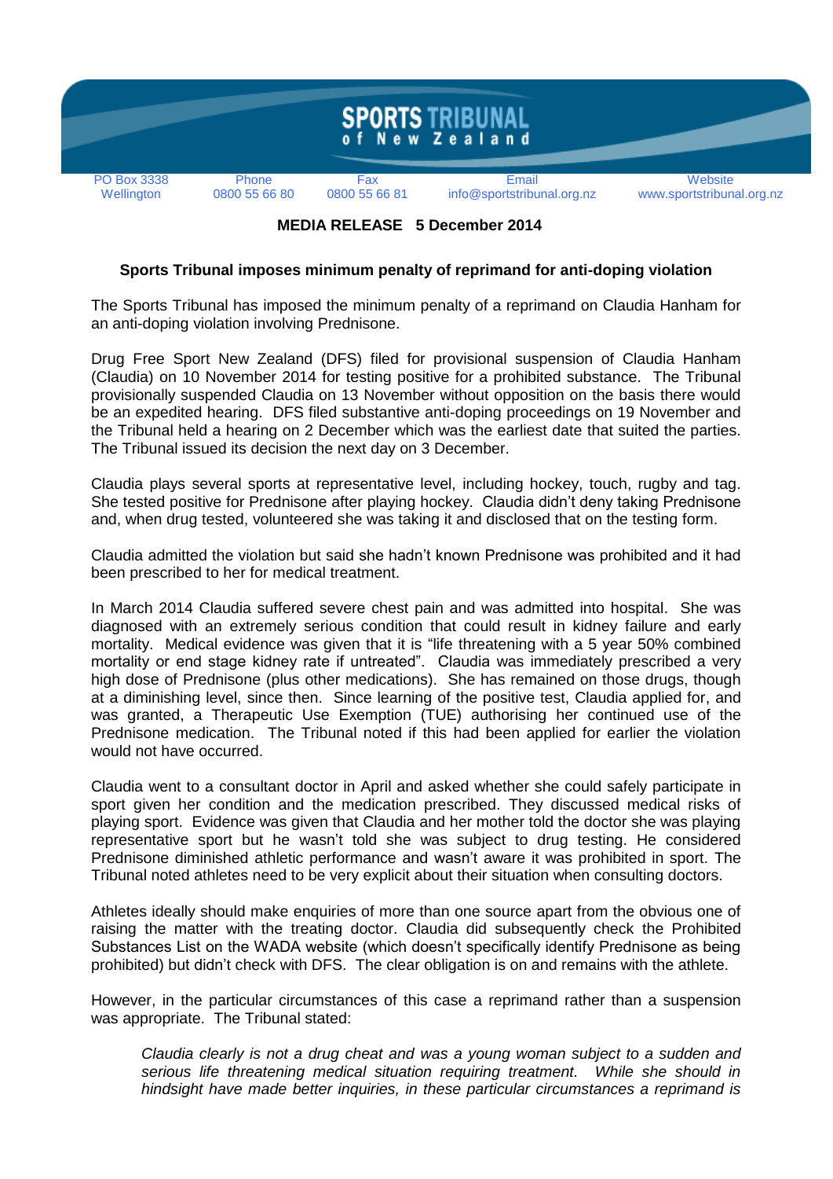# SPORTS TRIBUNAL of New Zealand

| PO Box 3338 Wellington | Phone 0800 55 66 80 | Fax 0800 55 66 81 | Email info@sportstribunal.org.nz | Website www.sportstribunal.org.nz |
| --- | --- | --- | --- | --- |

**MEDIA RELEASE 5 December 2014**

## Sports Tribunal imposes minimum penalty of reprimand for anti-doping violation

The Sports Tribunal has imposed the minimum penalty of a reprimand on Claudia Hanham for an anti-doping violation involving Prednisone.

Drug Free Sport New Zealand (DFS) filed for provisional suspension of Claudia Hanham (Claudia) on 10 November 2014 for testing positive for a prohibited substance. The Tribunal provisionally suspended Claudia on 13 November without opposition on the basis there would be an expedited hearing. DFS filed substantive anti-doping proceedings on 19 November and the Tribunal held a hearing on 2 December which was the earliest date that suited the parties. The Tribunal issued its decision the next day on 3 December.

Claudia plays several sports at representative level, including hockey, touch, rugby and tag. She tested positive for Prednisone after playing hockey. Claudia didn't deny taking Prednisone and, when drug tested, volunteered she was taking it and disclosed that on the testing form.

Claudia admitted the violation but said she hadn't known Prednisone was prohibited and it had been prescribed to her for medical treatment.

In March 2014 Claudia suffered severe chest pain and was admitted into hospital. She was diagnosed with an extremely serious condition that could result in kidney failure and early mortality. Medical evidence was given that it is "life threatening with a 5 year 50% combined mortality or end stage kidney rate if untreated". Claudia was immediately prescribed a very high dose of Prednisone (plus other medications). She has remained on those drugs, though at a diminishing level, since then. Since learning of the positive test, Claudia applied for, and was granted, a Therapeutic Use Exemption (TUE) authorising her continued use of the Prednisone medication. The Tribunal noted if this had been applied for earlier the violation would not have occurred.

Claudia went to a consultant doctor in April and asked whether she could safely participate in sport given her condition and the medication prescribed. They discussed medical risks of playing sport. Evidence was given that Claudia and her mother told the doctor she was playing representative sport but he wasn't told she was subject to drug testing. He considered Prednisone diminished athletic performance and wasn't aware it was prohibited in sport. The Tribunal noted athletes need to be very explicit about their situation when consulting doctors.

Athletes ideally should make enquiries of more than one source apart from the obvious one of raising the matter with the treating doctor. Claudia did subsequently check the Prohibited Substances List on the WADA website (which doesn't specifically identify Prednisone as being prohibited) but didn't check with DFS. The clear obligation is on and remains with the athlete.

However, in the particular circumstances of this case a reprimand rather than a suspension was appropriate. The Tribunal stated:

> *Claudia clearly is not a drug cheat and was a young woman subject to a sudden and serious life threatening medical situation requiring treatment. While she should in hindsight have made better inquiries, in these particular circumstances a reprimand is*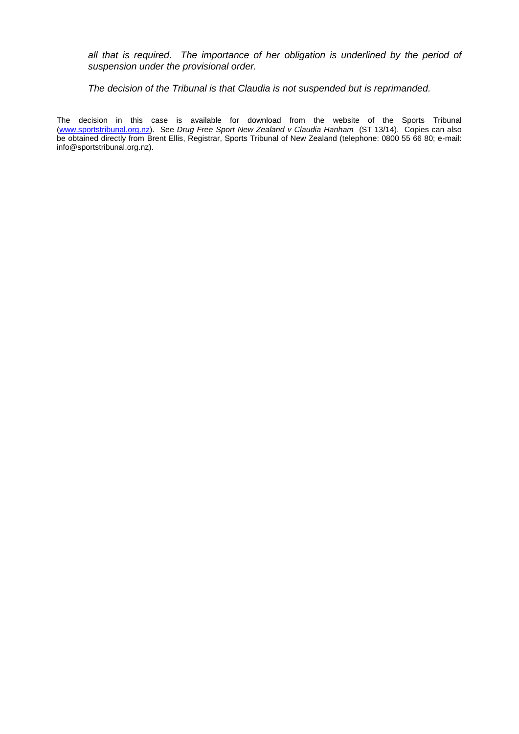*all that is required. The importance of her obligation is underlined by the period of suspension under the provisional order.*

*The decision of the Tribunal is that Claudia is not suspended but is reprimanded.*

The decision in this case is available for download from the website of the Sports Tribunal ([www.sportstribunal.org.nz](http://www.sportstribunal.org.nz)). See *Drug Free Sport New Zealand v Claudia Hanham* (ST 13/14). Copies can also be obtained directly from Brent Ellis, Registrar, Sports Tribunal of New Zealand (telephone: 0800 55 66 80; e-mail: info@sportstribunal.org.nz).